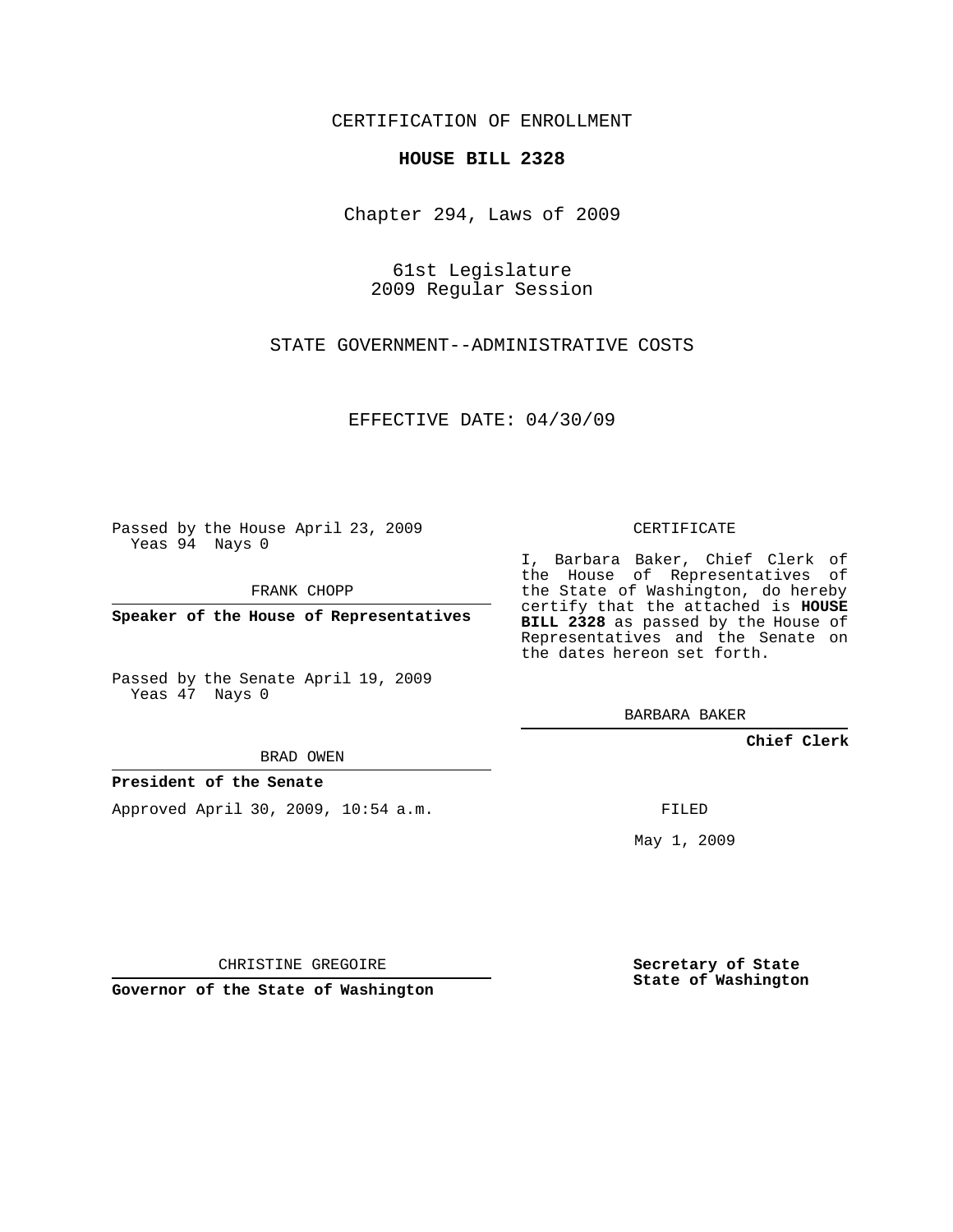CERTIFICATION OF ENROLLMENT

**HOUSE BILL 2328**

Chapter 294, Laws of 2009

61st Legislature
2009 Regular Session

STATE GOVERNMENT--ADMINISTRATIVE COSTS

EFFECTIVE DATE: 04/30/09

Passed by the House April 23, 2009
Yeas 94 Nays 0

FRANK CHOPP

**Speaker of the House of Representatives**

Passed by the Senate April 19, 2009
Yeas 47 Nays 0

BRAD OWEN

**President of the Senate**

Approved April 30, 2009, 10:54 a.m.

CHRISTINE GREGOIRE

**Governor of the State of Washington**

CERTIFICATE

I, Barbara Baker, Chief Clerk of the House of Representatives of the State of Washington, do hereby certify that the attached is **HOUSE BILL 2328** as passed by the House of Representatives and the Senate on the dates hereon set forth.

BARBARA BAKER

**Chief Clerk**

FILED

May 1, 2009

**Secretary of State**
**State of Washington**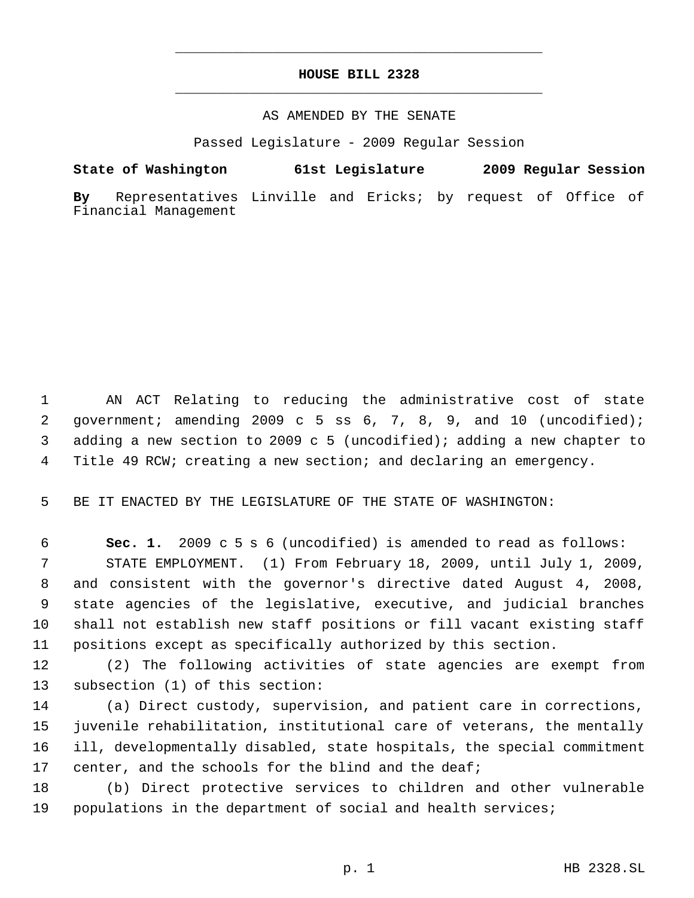# HOUSE BILL 2328

AS AMENDED BY THE SENATE

Passed Legislature - 2009 Regular Session

**State of Washington 61st Legislature 2009 Regular Session**

**By** Representatives Linville and Ericks; by request of Office of Financial Management

AN ACT Relating to reducing the administrative cost of state government; amending 2009 c 5 ss 6, 7, 8, 9, and 10 (uncodified); adding a new section to 2009 c 5 (uncodified); adding a new chapter to Title 49 RCW; creating a new section; and declaring an emergency.

BE IT ENACTED BY THE LEGISLATURE OF THE STATE OF WASHINGTON:

**Sec. 1.** 2009 c 5 s 6 (uncodified) is amended to read as follows:

STATE EMPLOYMENT. (1) From February 18, 2009, until July 1, 2009, and consistent with the governor's directive dated August 4, 2008, state agencies of the legislative, executive, and judicial branches shall not establish new staff positions or fill vacant existing staff positions except as specifically authorized by this section.

(2) The following activities of state agencies are exempt from subsection (1) of this section:

(a) Direct custody, supervision, and patient care in corrections, juvenile rehabilitation, institutional care of veterans, the mentally ill, developmentally disabled, state hospitals, the special commitment center, and the schools for the blind and the deaf;

(b) Direct protective services to children and other vulnerable populations in the department of social and health services;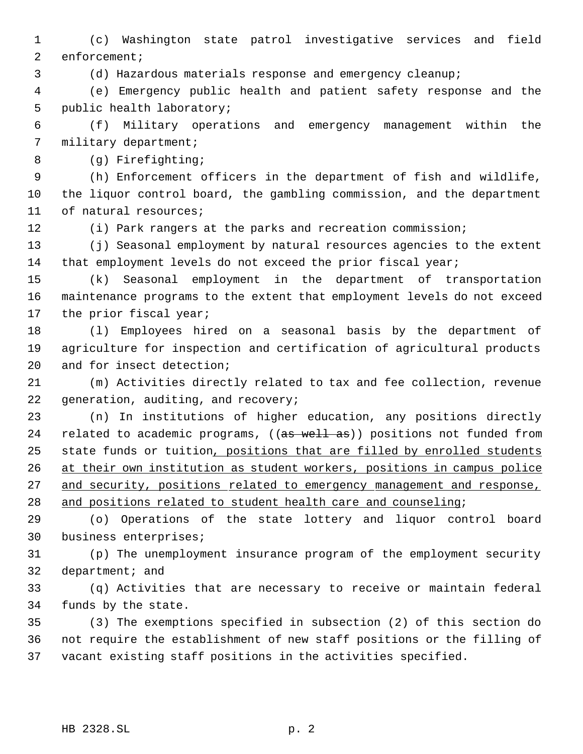(c) Washington state patrol investigative services and field enforcement;

(d) Hazardous materials response and emergency cleanup;

(e) Emergency public health and patient safety response and the public health laboratory;

(f) Military operations and emergency management within the military department;

(g) Firefighting;

(h) Enforcement officers in the department of fish and wildlife, the liquor control board, the gambling commission, and the department of natural resources;

(i) Park rangers at the parks and recreation commission;

(j) Seasonal employment by natural resources agencies to the extent that employment levels do not exceed the prior fiscal year;

(k) Seasonal employment in the department of transportation maintenance programs to the extent that employment levels do not exceed the prior fiscal year;

(l) Employees hired on a seasonal basis by the department of agriculture for inspection and certification of agricultural products and for insect detection;

(m) Activities directly related to tax and fee collection, revenue generation, auditing, and recovery;

(n) In institutions of higher education, any positions directly related to academic programs, ((~~as well as~~)) positions not funded from state funds or tuition<u>, positions that are filled by enrolled students at their own institution as student workers, positions in campus police and security, positions related to emergency management and response, and positions related to student health care and counseling</u>;

(o) Operations of the state lottery and liquor control board business enterprises;

(p) The unemployment insurance program of the employment security department; and

(q) Activities that are necessary to receive or maintain federal funds by the state.

(3) The exemptions specified in subsection (2) of this section do not require the establishment of new staff positions or the filling of vacant existing staff positions in the activities specified.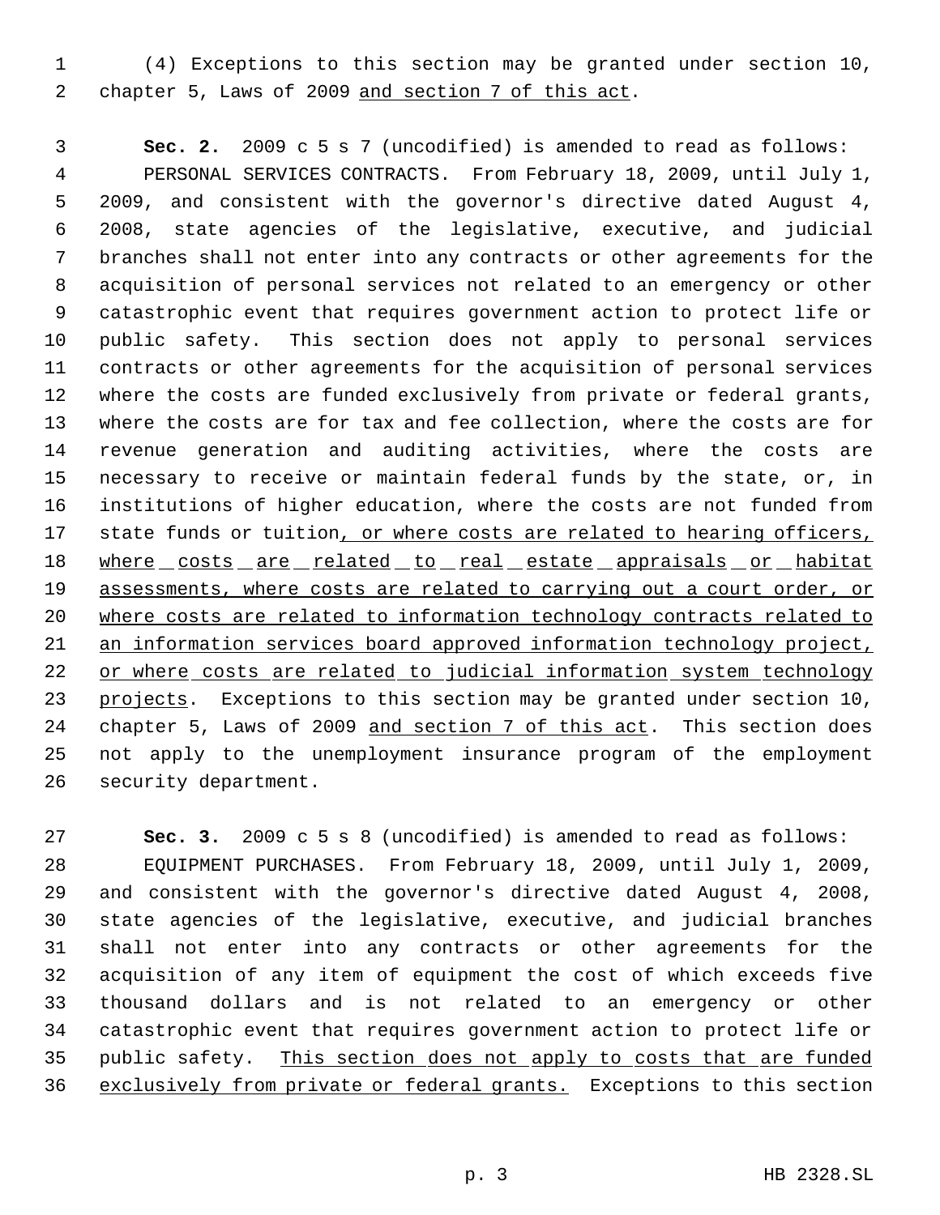(4) Exceptions to this section may be granted under section 10, chapter 5, Laws of 2009 <u>and section 7 of this act</u>.

**Sec. 2.** 2009 c 5 s 7 (uncodified) is amended to read as follows:

PERSONAL SERVICES CONTRACTS. From February 18, 2009, until July 1, 2009, and consistent with the governor's directive dated August 4, 2008, state agencies of the legislative, executive, and judicial branches shall not enter into any contracts or other agreements for the acquisition of personal services not related to an emergency or other catastrophic event that requires government action to protect life or public safety. This section does not apply to personal services contracts or other agreements for the acquisition of personal services where the costs are funded exclusively from private or federal grants, where the costs are for tax and fee collection, where the costs are for revenue generation and auditing activities, where the costs are necessary to receive or maintain federal funds by the state, or, in institutions of higher education, where the costs are not funded from state funds or tuition<u>, or where costs are related to hearing officers, where costs are related to real estate appraisals or habitat assessments, where costs are related to carrying out a court order, or where costs are related to information technology contracts related to an information services board approved information technology project, or where costs are related to judicial information system technology projects</u>. Exceptions to this section may be granted under section 10, chapter 5, Laws of 2009 <u>and section 7 of this act</u>. This section does not apply to the unemployment insurance program of the employment security department.

**Sec. 3.** 2009 c 5 s 8 (uncodified) is amended to read as follows:

EQUIPMENT PURCHASES. From February 18, 2009, until July 1, 2009, and consistent with the governor's directive dated August 4, 2008, state agencies of the legislative, executive, and judicial branches shall not enter into any contracts or other agreements for the acquisition of any item of equipment the cost of which exceeds five thousand dollars and is not related to an emergency or other catastrophic event that requires government action to protect life or public safety. <u>This section does not apply to costs that are funded exclusively from private or federal grants.</u> Exceptions to this section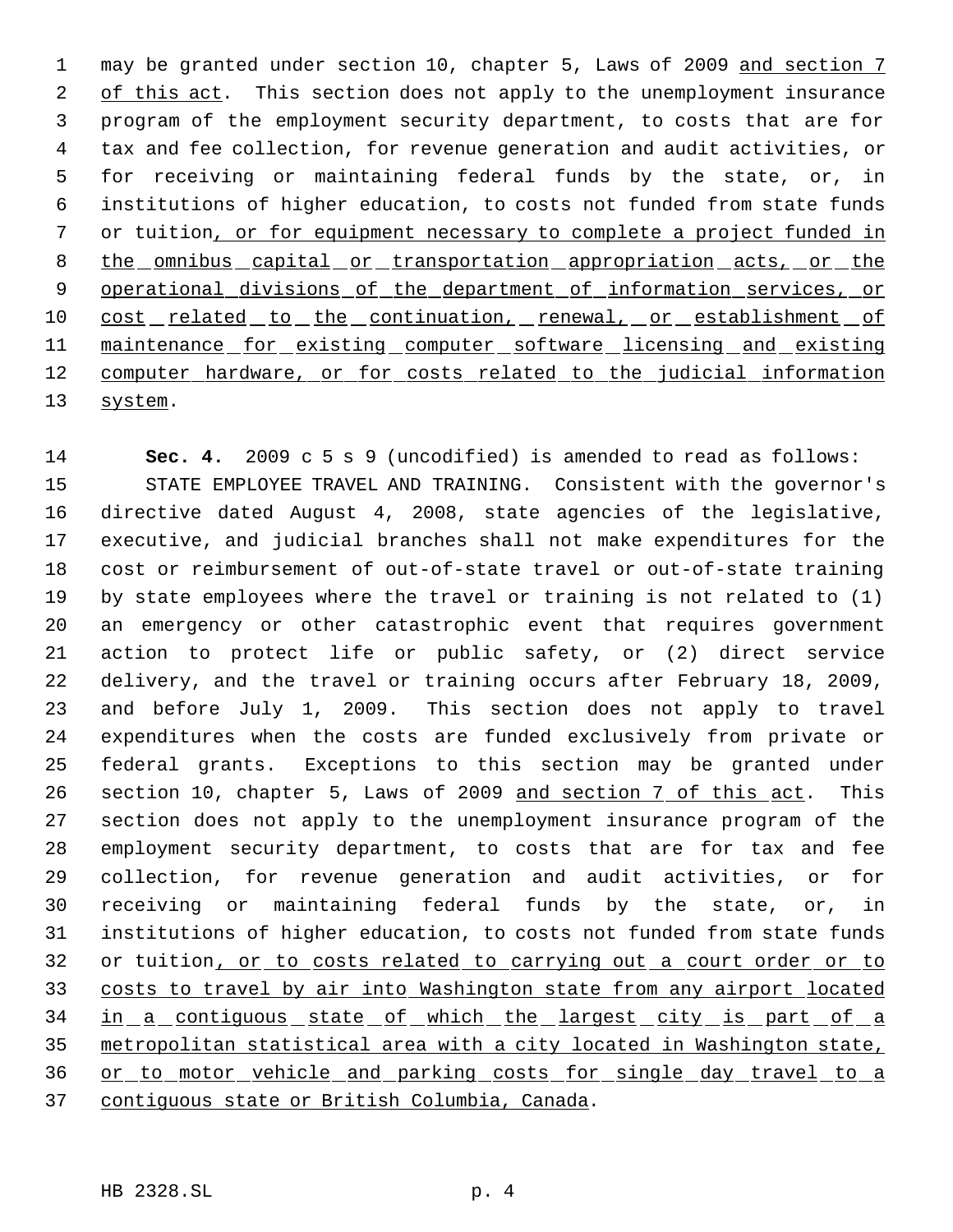may be granted under section 10, chapter 5, Laws of 2009 and section 7 of this act. This section does not apply to the unemployment insurance program of the employment security department, to costs that are for tax and fee collection, for revenue generation and audit activities, or for receiving or maintaining federal funds by the state, or, in institutions of higher education, to costs not funded from state funds or tuition, or for equipment necessary to complete a project funded in the omnibus capital or transportation appropriation acts, or the operational divisions of the department of information services, or cost related to the continuation, renewal, or establishment of maintenance for existing computer software licensing and existing computer hardware, or for costs related to the judicial information system.

**Sec. 4.** 2009 c 5 s 9 (uncodified) is amended to read as follows:

STATE EMPLOYEE TRAVEL AND TRAINING. Consistent with the governor's directive dated August 4, 2008, state agencies of the legislative, executive, and judicial branches shall not make expenditures for the cost or reimbursement of out-of-state travel or out-of-state training by state employees where the travel or training is not related to (1) an emergency or other catastrophic event that requires government action to protect life or public safety, or (2) direct service delivery, and the travel or training occurs after February 18, 2009, and before July 1, 2009. This section does not apply to travel expenditures when the costs are funded exclusively from private or federal grants. Exceptions to this section may be granted under section 10, chapter 5, Laws of 2009 and section 7 of this act. This section does not apply to the unemployment insurance program of the employment security department, to costs that are for tax and fee collection, for revenue generation and audit activities, or for receiving or maintaining federal funds by the state, or, in institutions of higher education, to costs not funded from state funds or tuition, or to costs related to carrying out a court order or to costs to travel by air into Washington state from any airport located in a contiguous state of which the largest city is part of a metropolitan statistical area with a city located in Washington state, or to motor vehicle and parking costs for single day travel to a contiguous state or British Columbia, Canada.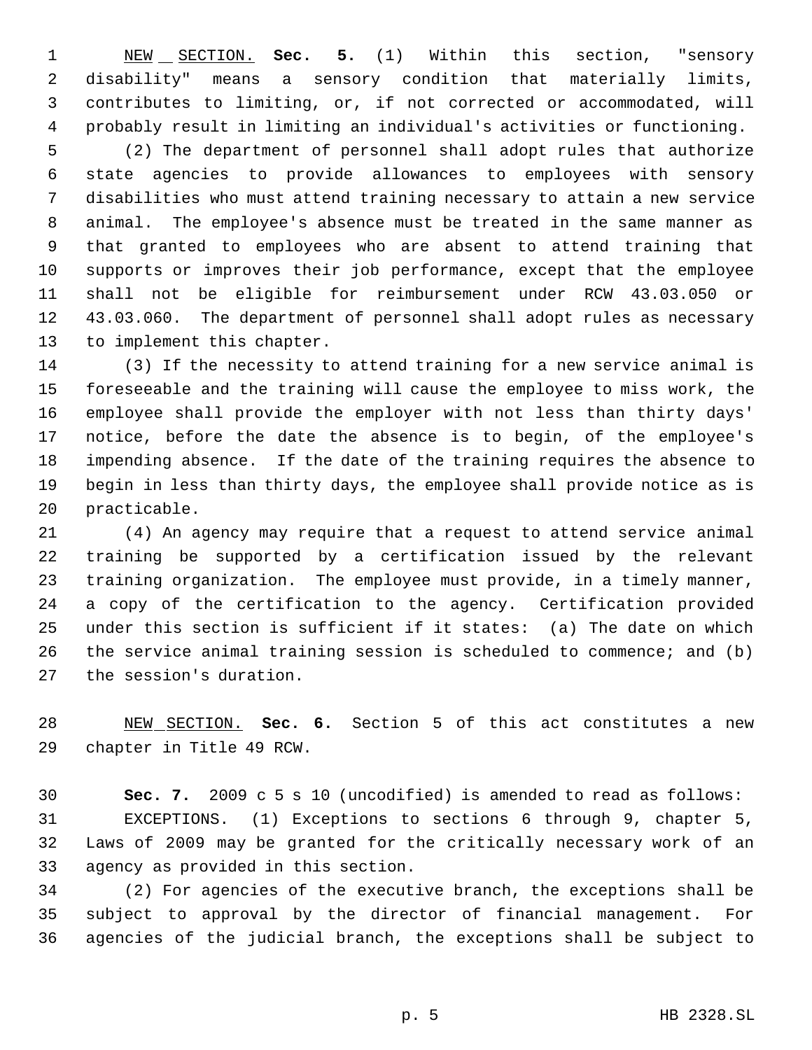NEW SECTION. **Sec. 5.** (1) Within this section, "sensory disability" means a sensory condition that materially limits, contributes to limiting, or, if not corrected or accommodated, will probably result in limiting an individual's activities or functioning.

(2) The department of personnel shall adopt rules that authorize state agencies to provide allowances to employees with sensory disabilities who must attend training necessary to attain a new service animal. The employee's absence must be treated in the same manner as that granted to employees who are absent to attend training that supports or improves their job performance, except that the employee shall not be eligible for reimbursement under RCW 43.03.050 or 43.03.060. The department of personnel shall adopt rules as necessary to implement this chapter.

(3) If the necessity to attend training for a new service animal is foreseeable and the training will cause the employee to miss work, the employee shall provide the employer with not less than thirty days' notice, before the date the absence is to begin, of the employee's impending absence. If the date of the training requires the absence to begin in less than thirty days, the employee shall provide notice as is practicable.

(4) An agency may require that a request to attend service animal training be supported by a certification issued by the relevant training organization. The employee must provide, in a timely manner, a copy of the certification to the agency. Certification provided under this section is sufficient if it states: (a) The date on which the service animal training session is scheduled to commence; and (b) the session's duration.

NEW SECTION. **Sec. 6.** Section 5 of this act constitutes a new chapter in Title 49 RCW.

**Sec. 7.** 2009 c 5 s 10 (uncodified) is amended to read as follows:

EXCEPTIONS. (1) Exceptions to sections 6 through 9, chapter 5, Laws of 2009 may be granted for the critically necessary work of an agency as provided in this section.

(2) For agencies of the executive branch, the exceptions shall be subject to approval by the director of financial management. For agencies of the judicial branch, the exceptions shall be subject to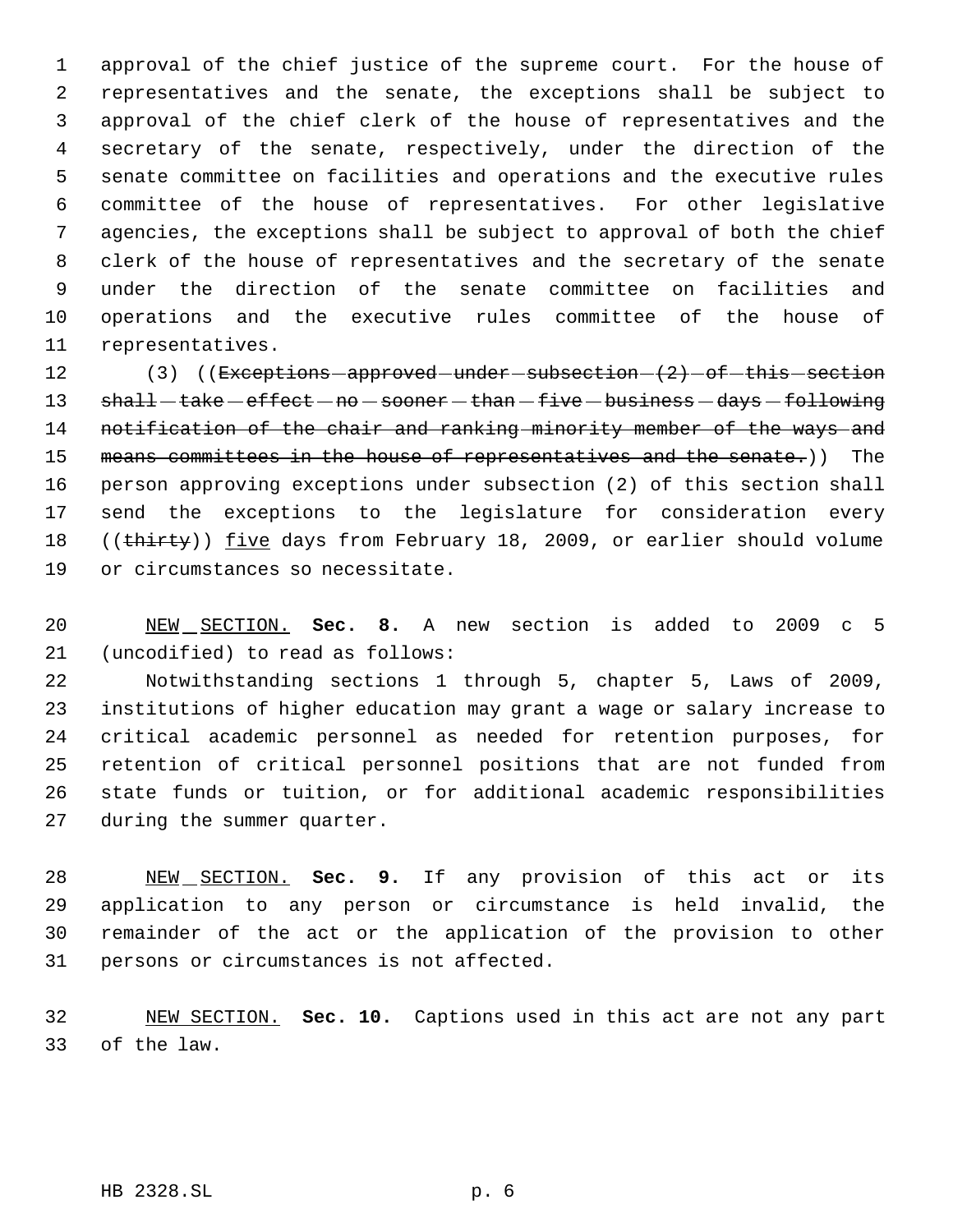approval of the chief justice of the supreme court. For the house of representatives and the senate, the exceptions shall be subject to approval of the chief clerk of the house of representatives and the secretary of the senate, respectively, under the direction of the senate committee on facilities and operations and the executive rules committee of the house of representatives. For other legislative agencies, the exceptions shall be subject to approval of both the chief clerk of the house of representatives and the secretary of the senate under the direction of the senate committee on facilities and operations and the executive rules committee of the house of representatives.

(3) ((~~Exceptions approved under subsection (2) of this section shall take effect no sooner than five business days following notification of the chair and ranking minority member of the ways and means committees in the house of representatives and the senate.~~)) The person approving exceptions under subsection (2) of this section shall send the exceptions to the legislature for consideration every ((~~thirty~~)) <u>five</u> days from February 18, 2009, or earlier should volume or circumstances so necessitate.

<u>NEW SECTION.</u> **Sec. 8.** A new section is added to 2009 c 5 (uncodified) to read as follows:

Notwithstanding sections 1 through 5, chapter 5, Laws of 2009, institutions of higher education may grant a wage or salary increase to critical academic personnel as needed for retention purposes, for retention of critical personnel positions that are not funded from state funds or tuition, or for additional academic responsibilities during the summer quarter.

<u>NEW SECTION.</u> **Sec. 9.** If any provision of this act or its application to any person or circumstance is held invalid, the remainder of the act or the application of the provision to other persons or circumstances is not affected.

<u>NEW SECTION.</u> **Sec. 10.** Captions used in this act are not any part of the law.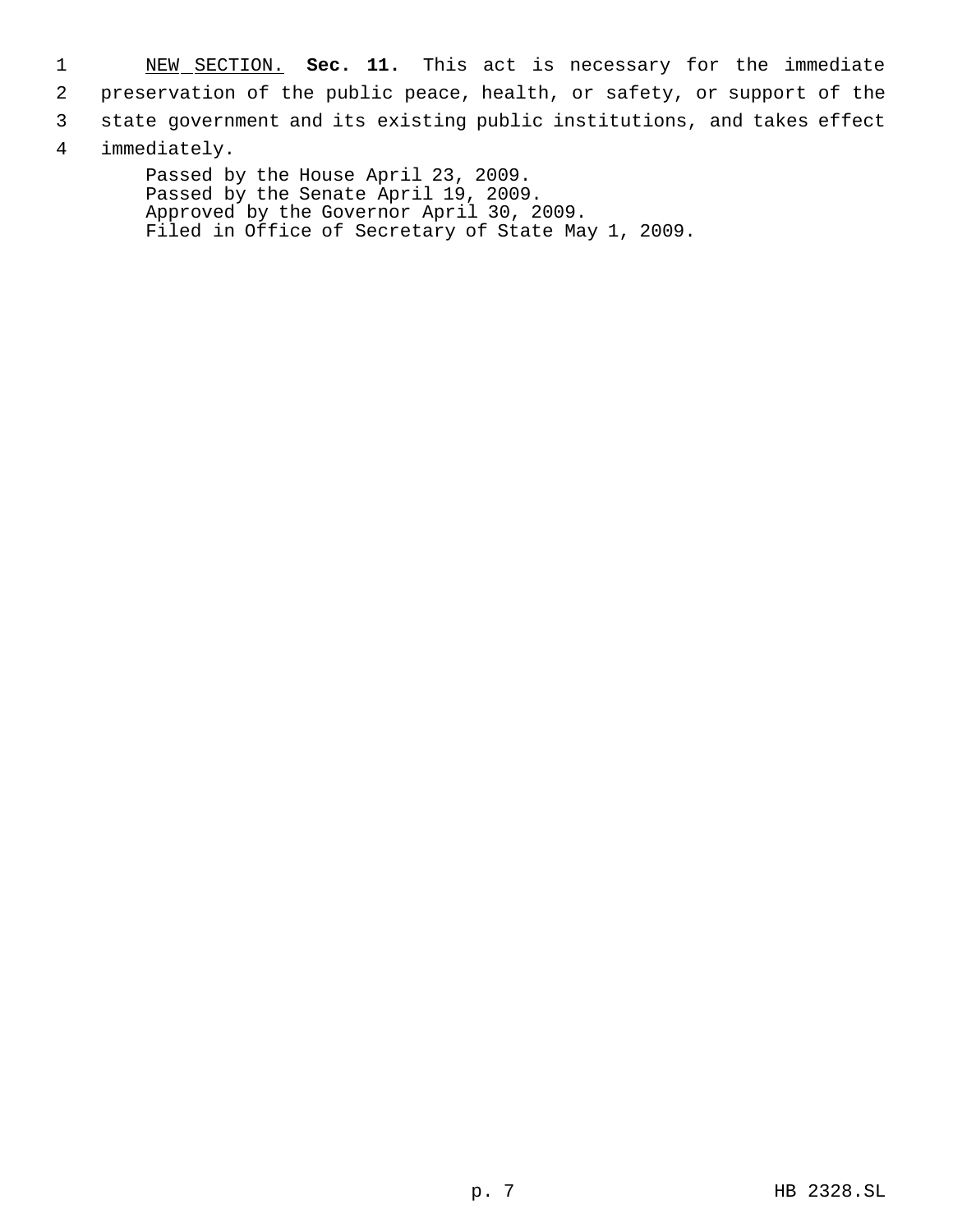NEW SECTION. **Sec. 11.** This act is necessary for the immediate preservation of the public peace, health, or safety, or support of the state government and its existing public institutions, and takes effect immediately.

Passed by the House April 23, 2009.
Passed by the Senate April 19, 2009.
Approved by the Governor April 30, 2009.
Filed in Office of Secretary of State May 1, 2009.